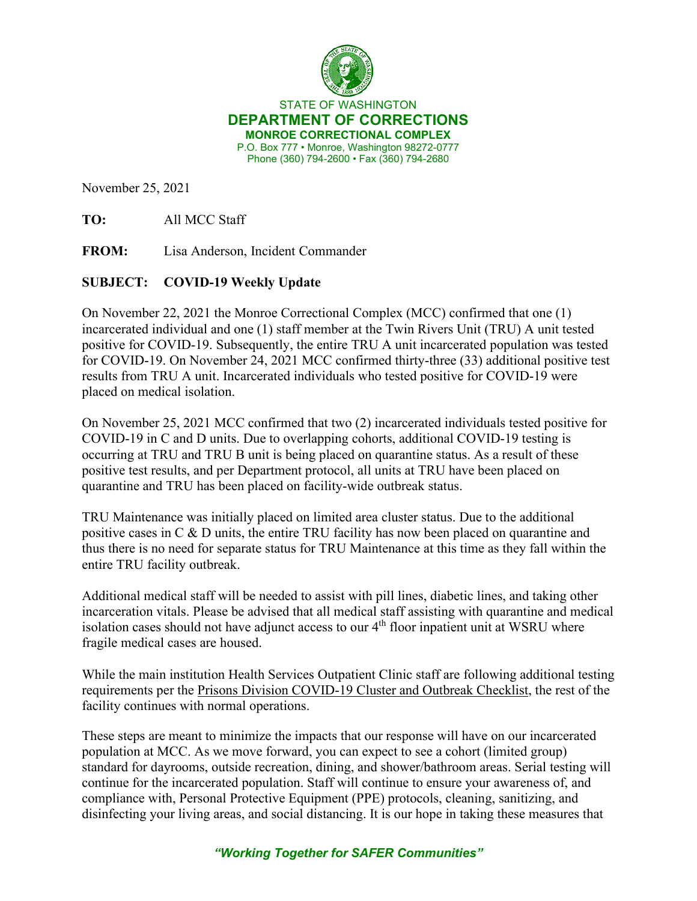STATE OF WASHINGTON

**DEPARTMENT OF CORRECTIONS**

**MONROE CORRECTIONAL COMPLEX**

P.O. Box 777 • Monroe, Washington 98272-0777

Phone (360) 794-2600 • Fax (360) 794-2680

November 25, 2021

**TO:** All MCC Staff

**FROM:** Lisa Anderson, Incident Commander

**SUBJECT: COVID-19 Weekly Update**

On November 22, 2021 the Monroe Correctional Complex (MCC) confirmed that one (1) incarcerated individual and one (1) staff member at the Twin Rivers Unit (TRU) A unit tested positive for COVID-19. Subsequently, the entire TRU A unit incarcerated population was tested for COVID-19. On November 24, 2021 MCC confirmed thirty-three (33) additional positive test results from TRU A unit. Incarcerated individuals who tested positive for COVID-19 were placed on medical isolation.

On November 25, 2021 MCC confirmed that two (2) incarcerated individuals tested positive for COVID-19 in C and D units. Due to overlapping cohorts, additional COVID-19 testing is occurring at TRU and TRU B unit is being placed on quarantine status. As a result of these positive test results, and per Department protocol, all units at TRU have been placed on quarantine and TRU has been placed on facility-wide outbreak status.

TRU Maintenance was initially placed on limited area cluster status. Due to the additional positive cases in C & D units, the entire TRU facility has now been placed on quarantine and thus there is no need for separate status for TRU Maintenance at this time as they fall within the entire TRU facility outbreak.

Additional medical staff will be needed to assist with pill lines, diabetic lines, and taking other incarceration vitals. Please be advised that all medical staff assisting with quarantine and medical isolation cases should not have adjunct access to our 4th floor inpatient unit at WSRU where fragile medical cases are housed.

While the main institution Health Services Outpatient Clinic staff are following additional testing requirements per the Prisons Division COVID-19 Cluster and Outbreak Checklist, the rest of the facility continues with normal operations.

These steps are meant to minimize the impacts that our response will have on our incarcerated population at MCC. As we move forward, you can expect to see a cohort (limited group) standard for dayrooms, outside recreation, dining, and shower/bathroom areas. Serial testing will continue for the incarcerated population. Staff will continue to ensure your awareness of, and compliance with, Personal Protective Equipment (PPE) protocols, cleaning, sanitizing, and disinfecting your living areas, and social distancing. It is our hope in taking these measures that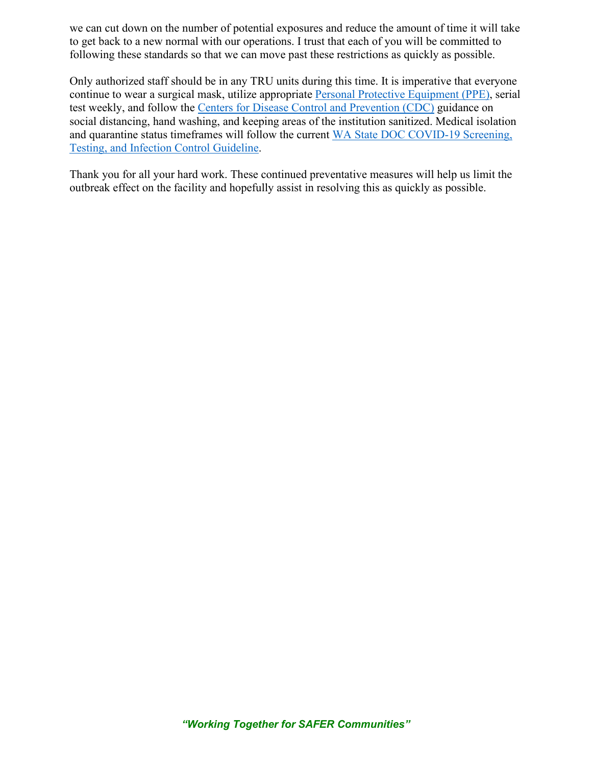we can cut down on the number of potential exposures and reduce the amount of time it will take to get back to a new normal with our operations. I trust that each of you will be committed to following these standards so that we can move past these restrictions as quickly as possible.

Only authorized staff should be in any TRU units during this time. It is imperative that everyone continue to wear a surgical mask, utilize appropriate Personal Protective Equipment (PPE), serial test weekly, and follow the Centers for Disease Control and Prevention (CDC) guidance on social distancing, hand washing, and keeping areas of the institution sanitized. Medical isolation and quarantine status timeframes will follow the current WA State DOC COVID-19 Screening, Testing, and Infection Control Guideline.

Thank you for all your hard work. These continued preventative measures will help us limit the outbreak effect on the facility and hopefully assist in resolving this as quickly as possible.

***"Working Together for SAFER Communities"***